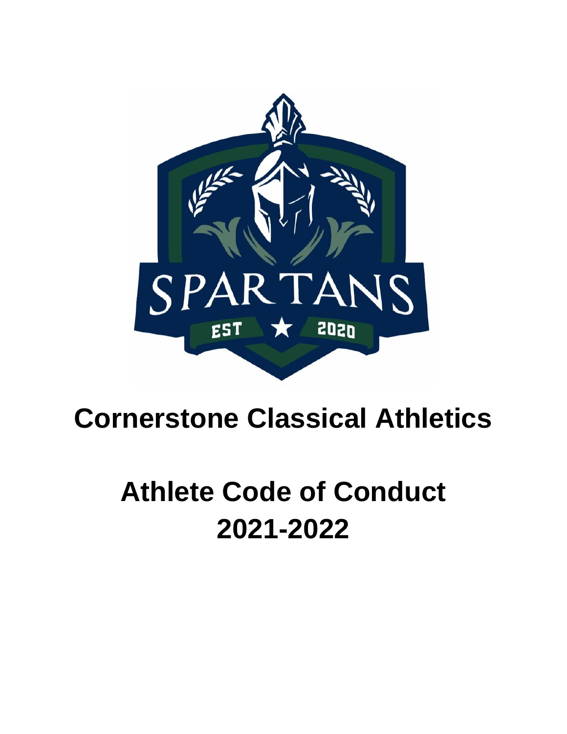# Cornerstone Classical Athletics

# Athlete Code of Conduct 2021-2022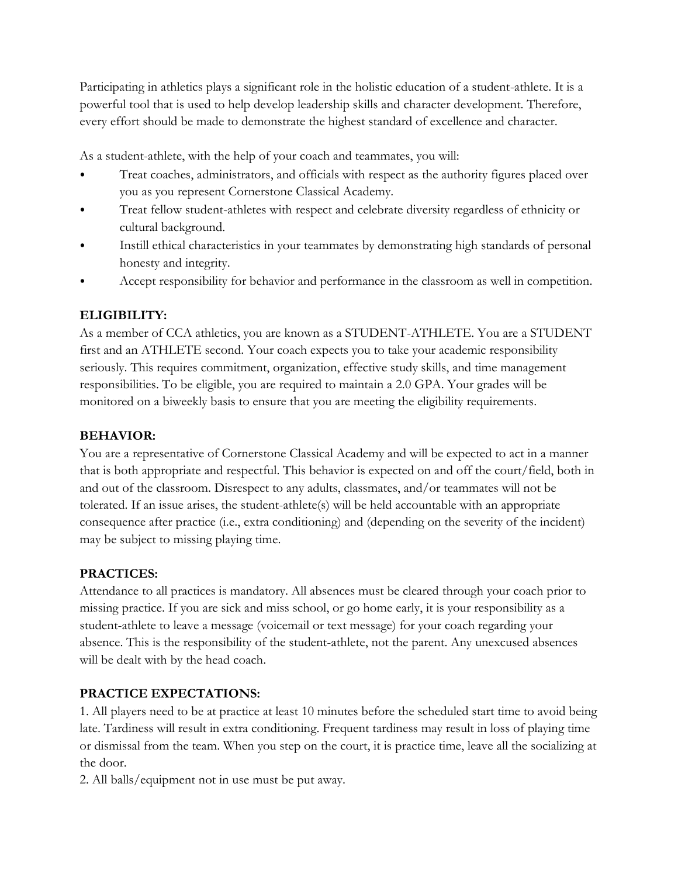Participating in athletics plays a significant role in the holistic education of a student-athlete. It is a powerful tool that is used to help develop leadership skills and character development. Therefore, every effort should be made to demonstrate the highest standard of excellence and character.

As a student-athlete, with the help of your coach and teammates, you will:

- Treat coaches, administrators, and officials with respect as the authority figures placed over you as you represent Cornerstone Classical Academy.
- Treat fellow student-athletes with respect and celebrate diversity regardless of ethnicity or cultural background.
- Instill ethical characteristics in your teammates by demonstrating high standards of personal honesty and integrity.
- Accept responsibility for behavior and performance in the classroom as well in competition.

**ELIGIBILITY:**

As a member of CCA athletics, you are known as a STUDENT-ATHLETE. You are a STUDENT first and an ATHLETE second. Your coach expects you to take your academic responsibility seriously. This requires commitment, organization, effective study skills, and time management responsibilities. To be eligible, you are required to maintain a 2.0 GPA. Your grades will be monitored on a biweekly basis to ensure that you are meeting the eligibility requirements.

**BEHAVIOR:**

You are a representative of Cornerstone Classical Academy and will be expected to act in a manner that is both appropriate and respectful. This behavior is expected on and off the court/field, both in and out of the classroom. Disrespect to any adults, classmates, and/or teammates will not be tolerated. If an issue arises, the student-athlete(s) will be held accountable with an appropriate consequence after practice (i.e., extra conditioning) and (depending on the severity of the incident) may be subject to missing playing time.

**PRACTICES:**

Attendance to all practices is mandatory. All absences must be cleared through your coach prior to missing practice. If you are sick and miss school, or go home early, it is your responsibility as a student-athlete to leave a message (voicemail or text message) for your coach regarding your absence. This is the responsibility of the student-athlete, not the parent. Any unexcused absences will be dealt with by the head coach.

**PRACTICE EXPECTATIONS:**

1. All players need to be at practice at least 10 minutes before the scheduled start time to avoid being late. Tardiness will result in extra conditioning. Frequent tardiness may result in loss of playing time or dismissal from the team. When you step on the court, it is practice time, leave all the socializing at the door.
2. All balls/equipment not in use must be put away.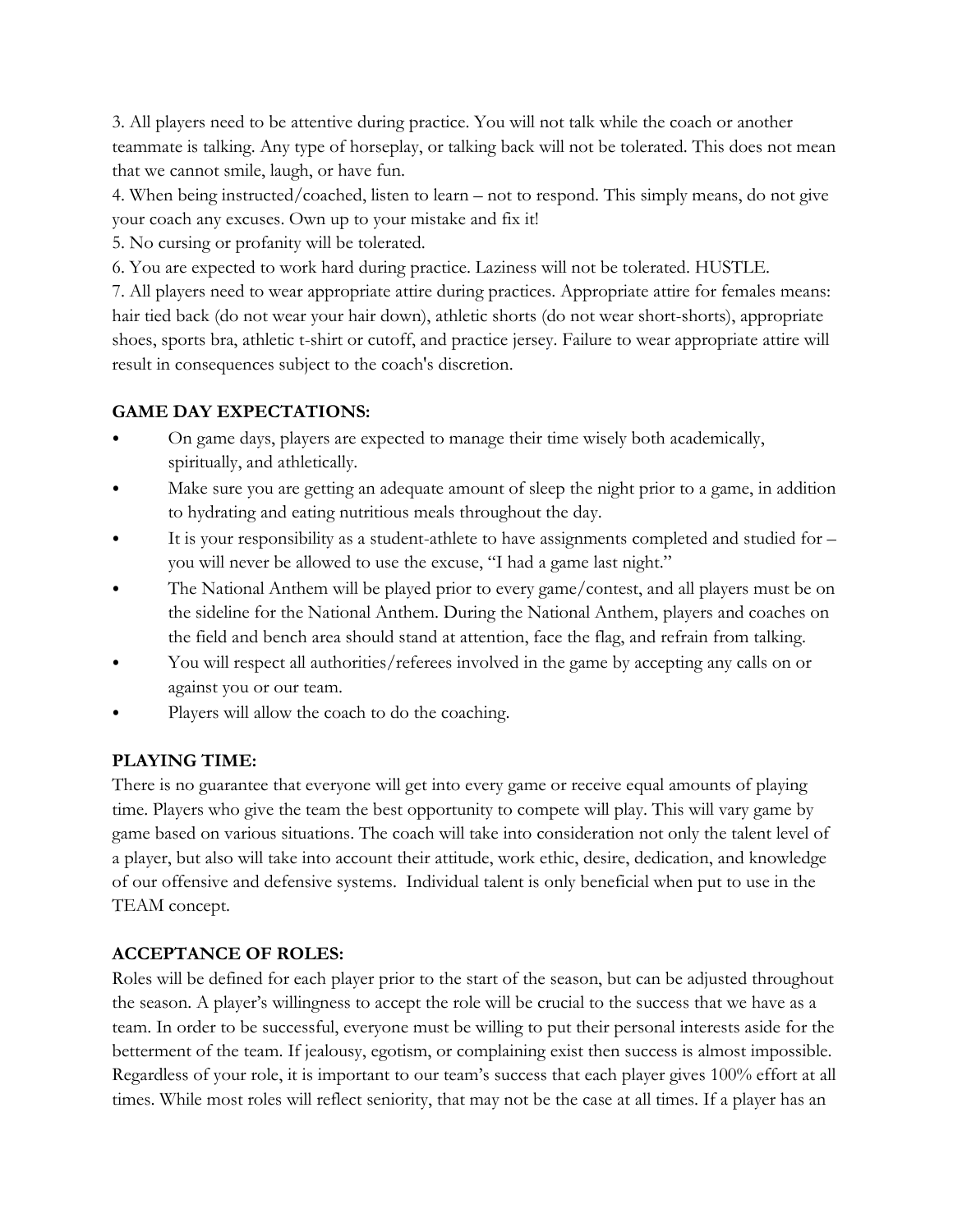3. All players need to be attentive during practice. You will not talk while the coach or another teammate is talking. Any type of horseplay, or talking back will not be tolerated. This does not mean that we cannot smile, laugh, or have fun.
4. When being instructed/coached, listen to learn – not to respond. This simply means, do not give your coach any excuses. Own up to your mistake and fix it!
5. No cursing or profanity will be tolerated.
6. You are expected to work hard during practice. Laziness will not be tolerated. HUSTLE.
7. All players need to wear appropriate attire during practices. Appropriate attire for females means: hair tied back (do not wear your hair down), athletic shorts (do not wear short-shorts), appropriate shoes, sports bra, athletic t-shirt or cutoff, and practice jersey. Failure to wear appropriate attire will result in consequences subject to the coach's discretion.

**GAME DAY EXPECTATIONS:**

- On game days, players are expected to manage their time wisely both academically, spiritually, and athletically.
- Make sure you are getting an adequate amount of sleep the night prior to a game, in addition to hydrating and eating nutritious meals throughout the day.
- It is your responsibility as a student-athlete to have assignments completed and studied for – you will never be allowed to use the excuse, "I had a game last night."
- The National Anthem will be played prior to every game/contest, and all players must be on the sideline for the National Anthem. During the National Anthem, players and coaches on the field and bench area should stand at attention, face the flag, and refrain from talking.
- You will respect all authorities/referees involved in the game by accepting any calls on or against you or our team.
- Players will allow the coach to do the coaching.

**PLAYING TIME:**

There is no guarantee that everyone will get into every game or receive equal amounts of playing time. Players who give the team the best opportunity to compete will play. This will vary game by game based on various situations. The coach will take into consideration not only the talent level of a player, but also will take into account their attitude, work ethic, desire, dedication, and knowledge of our offensive and defensive systems. Individual talent is only beneficial when put to use in the TEAM concept.

**ACCEPTANCE OF ROLES:**

Roles will be defined for each player prior to the start of the season, but can be adjusted throughout the season. A player's willingness to accept the role will be crucial to the success that we have as a team. In order to be successful, everyone must be willing to put their personal interests aside for the betterment of the team. If jealousy, egotism, or complaining exist then success is almost impossible. Regardless of your role, it is important to our team's success that each player gives 100% effort at all times. While most roles will reflect seniority, that may not be the case at all times. If a player has an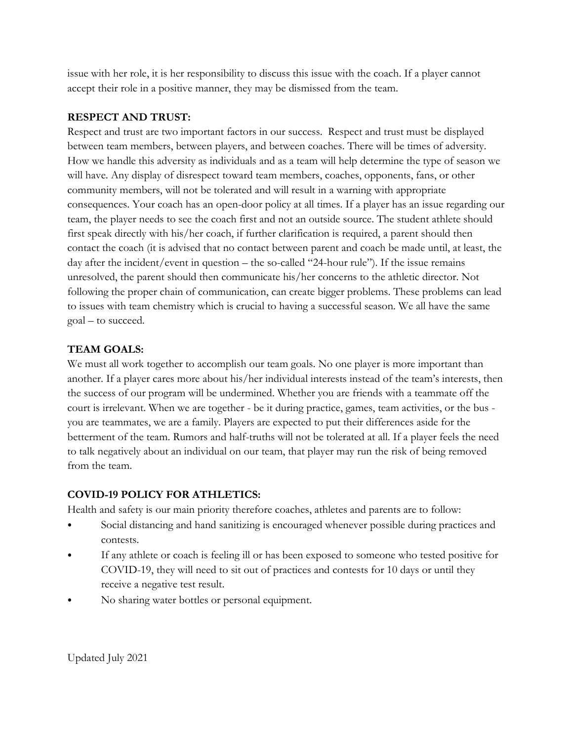issue with her role, it is her responsibility to discuss this issue with the coach. If a player cannot accept their role in a positive manner, they may be dismissed from the team.

**RESPECT AND TRUST:**

Respect and trust are two important factors in our success. Respect and trust must be displayed between team members, between players, and between coaches. There will be times of adversity. How we handle this adversity as individuals and as a team will help determine the type of season we will have. Any display of disrespect toward team members, coaches, opponents, fans, or other community members, will not be tolerated and will result in a warning with appropriate consequences. Your coach has an open-door policy at all times. If a player has an issue regarding our team, the player needs to see the coach first and not an outside source. The student athlete should first speak directly with his/her coach, if further clarification is required, a parent should then contact the coach (it is advised that no contact between parent and coach be made until, at least, the day after the incident/event in question – the so-called "24-hour rule"). If the issue remains unresolved, the parent should then communicate his/her concerns to the athletic director. Not following the proper chain of communication, can create bigger problems. These problems can lead to issues with team chemistry which is crucial to having a successful season. We all have the same goal – to succeed.

**TEAM GOALS:**

We must all work together to accomplish our team goals. No one player is more important than another. If a player cares more about his/her individual interests instead of the team's interests, then the success of our program will be undermined. Whether you are friends with a teammate off the court is irrelevant. When we are together - be it during practice, games, team activities, or the bus - you are teammates, we are a family. Players are expected to put their differences aside for the betterment of the team. Rumors and half-truths will not be tolerated at all. If a player feels the need to talk negatively about an individual on our team, that player may run the risk of being removed from the team.

**COVID-19 POLICY FOR ATHLETICS:**

Health and safety is our main priority therefore coaches, athletes and parents are to follow:

- Social distancing and hand sanitizing is encouraged whenever possible during practices and contests.
- If any athlete or coach is feeling ill or has been exposed to someone who tested positive for COVID-19, they will need to sit out of practices and contests for 10 days or until they receive a negative test result.
- No sharing water bottles or personal equipment.

Updated July 2021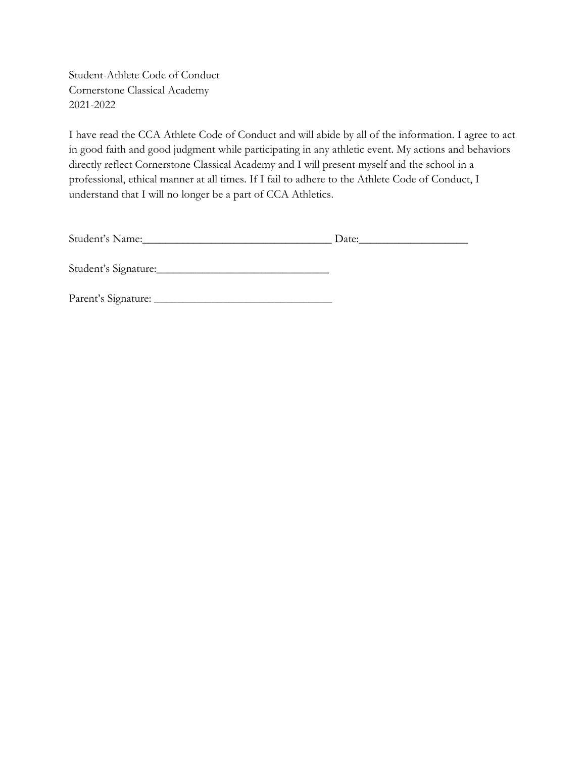Student-Athlete Code of Conduct
Cornerstone Classical Academy
2021-2022

I have read the CCA Athlete Code of Conduct and will abide by all of the information. I agree to act in good faith and good judgment while participating in any athletic event. My actions and behaviors directly reflect Cornerstone Classical Academy and I will present myself and the school in a professional, ethical manner at all times. If I fail to adhere to the Athlete Code of Conduct, I understand that I will no longer be a part of CCA Athletics.

Student's Name:_________________________________ Date:__________________

Student's Signature:_____________________________

Parent's Signature: ______________________________